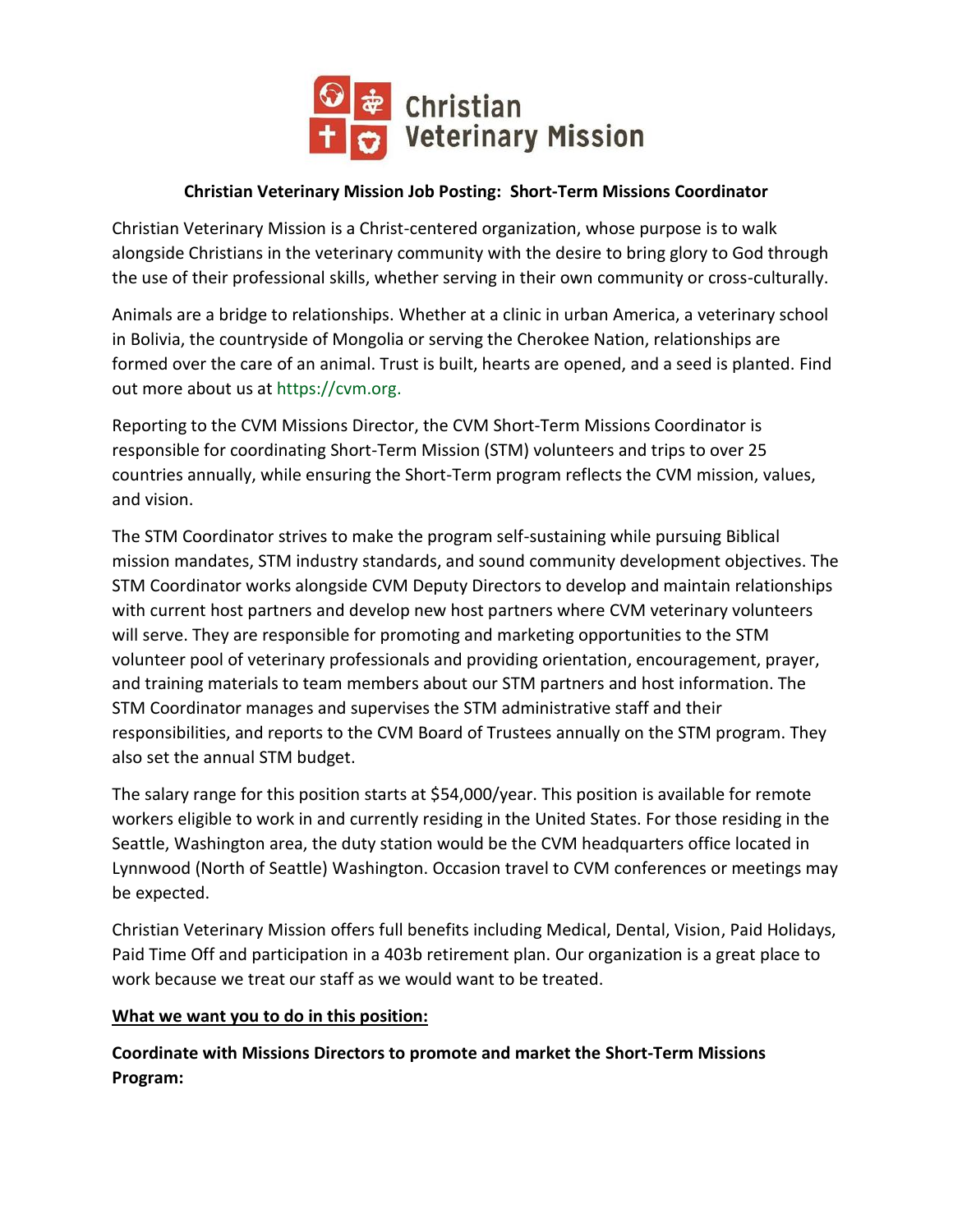Christian Veterinary Mission

**Christian Veterinary Mission Job Posting: Short-Term Missions Coordinator**

Christian Veterinary Mission is a Christ-centered organization, whose purpose is to walk alongside Christians in the veterinary community with the desire to bring glory to God through the use of their professional skills, whether serving in their own community or cross-culturally.

Animals are a bridge to relationships. Whether at a clinic in urban America, a veterinary school in Bolivia, the countryside of Mongolia or serving the Cherokee Nation, relationships are formed over the care of an animal. Trust is built, hearts are opened, and a seed is planted. Find out more about us at https://cvm.org.

Reporting to the CVM Missions Director, the CVM Short-Term Missions Coordinator is responsible for coordinating Short-Term Mission (STM) volunteers and trips to over 25 countries annually, while ensuring the Short-Term program reflects the CVM mission, values, and vision.

The STM Coordinator strives to make the program self-sustaining while pursuing Biblical mission mandates, STM industry standards, and sound community development objectives. The STM Coordinator works alongside CVM Deputy Directors to develop and maintain relationships with current host partners and develop new host partners where CVM veterinary volunteers will serve. They are responsible for promoting and marketing opportunities to the STM volunteer pool of veterinary professionals and providing orientation, encouragement, prayer, and training materials to team members about our STM partners and host information. The STM Coordinator manages and supervises the STM administrative staff and their responsibilities, and reports to the CVM Board of Trustees annually on the STM program. They also set the annual STM budget.

The salary range for this position starts at $54,000/year. This position is available for remote workers eligible to work in and currently residing in the United States. For those residing in the Seattle, Washington area, the duty station would be the CVM headquarters office located in Lynnwood (North of Seattle) Washington. Occasion travel to CVM conferences or meetings may be expected.

Christian Veterinary Mission offers full benefits including Medical, Dental, Vision, Paid Holidays, Paid Time Off and participation in a 403b retirement plan. Our organization is a great place to work because we treat our staff as we would want to be treated.

**<u>What we want you to do in this position:</u>**

**Coordinate with Missions Directors to promote and market the Short-Term Missions Program:**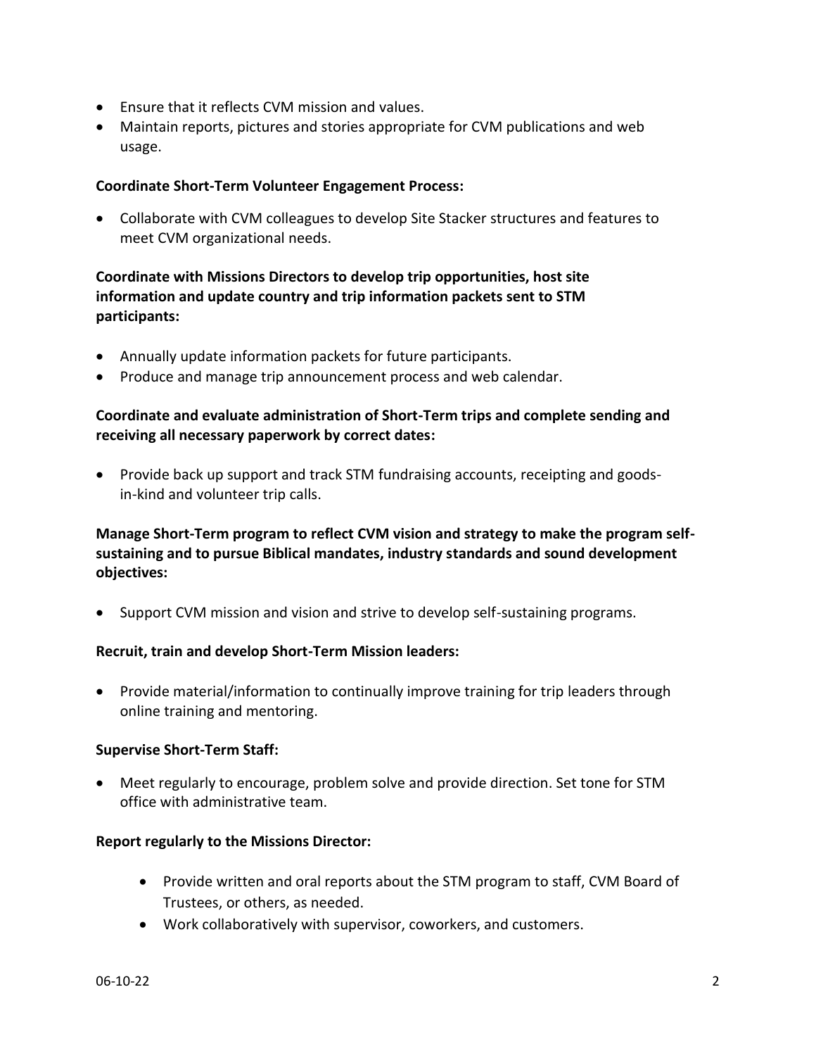- Ensure that it reflects CVM mission and values.
- Maintain reports, pictures and stories appropriate for CVM publications and web usage.

**Coordinate Short-Term Volunteer Engagement Process:**

- Collaborate with CVM colleagues to develop Site Stacker structures and features to meet CVM organizational needs.

**Coordinate with Missions Directors to develop trip opportunities, host site information and update country and trip information packets sent to STM participants:**

- Annually update information packets for future participants.
- Produce and manage trip announcement process and web calendar.

**Coordinate and evaluate administration of Short-Term trips and complete sending and receiving all necessary paperwork by correct dates:**

- Provide back up support and track STM fundraising accounts, receipting and goods-in-kind and volunteer trip calls.

**Manage Short-Term program to reflect CVM vision and strategy to make the program self-sustaining and to pursue Biblical mandates, industry standards and sound development objectives:**

- Support CVM mission and vision and strive to develop self-sustaining programs.

**Recruit, train and develop Short-Term Mission leaders:**

- Provide material/information to continually improve training for trip leaders through online training and mentoring.

**Supervise Short-Term Staff:**

- Meet regularly to encourage, problem solve and provide direction. Set tone for STM office with administrative team.

**Report regularly to the Missions Director:**

- Provide written and oral reports about the STM program to staff, CVM Board of Trustees, or others, as needed.
- Work collaboratively with supervisor, coworkers, and customers.

06-10-22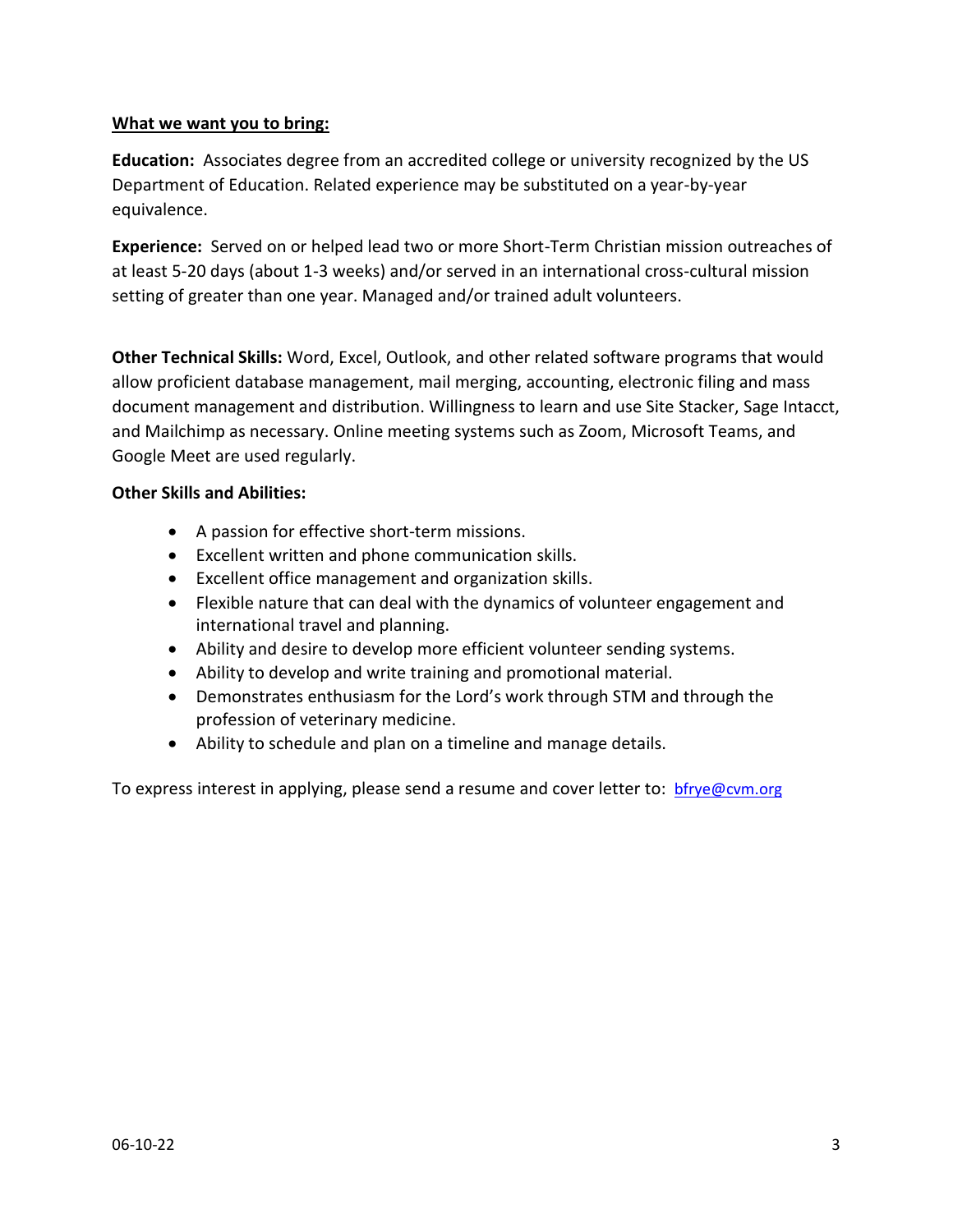**<u>What we want you to bring:</u>**

**Education:** Associates degree from an accredited college or university recognized by the US Department of Education. Related experience may be substituted on a year-by-year equivalence.

**Experience:** Served on or helped lead two or more Short-Term Christian mission outreaches of at least 5-20 days (about 1-3 weeks) and/or served in an international cross-cultural mission setting of greater than one year. Managed and/or trained adult volunteers.

**Other Technical Skills:** Word, Excel, Outlook, and other related software programs that would allow proficient database management, mail merging, accounting, electronic filing and mass document management and distribution. Willingness to learn and use Site Stacker, Sage Intacct, and Mailchimp as necessary. Online meeting systems such as Zoom, Microsoft Teams, and Google Meet are used regularly.

**Other Skills and Abilities:**

- A passion for effective short-term missions.
- Excellent written and phone communication skills.
- Excellent office management and organization skills.
- Flexible nature that can deal with the dynamics of volunteer engagement and international travel and planning.
- Ability and desire to develop more efficient volunteer sending systems.
- Ability to develop and write training and promotional material.
- Demonstrates enthusiasm for the Lord's work through STM and through the profession of veterinary medicine.
- Ability to schedule and plan on a timeline and manage details.

To express interest in applying, please send a resume and cover letter to: [bfrye@cvm.org](mailto:bfrye@cvm.org)